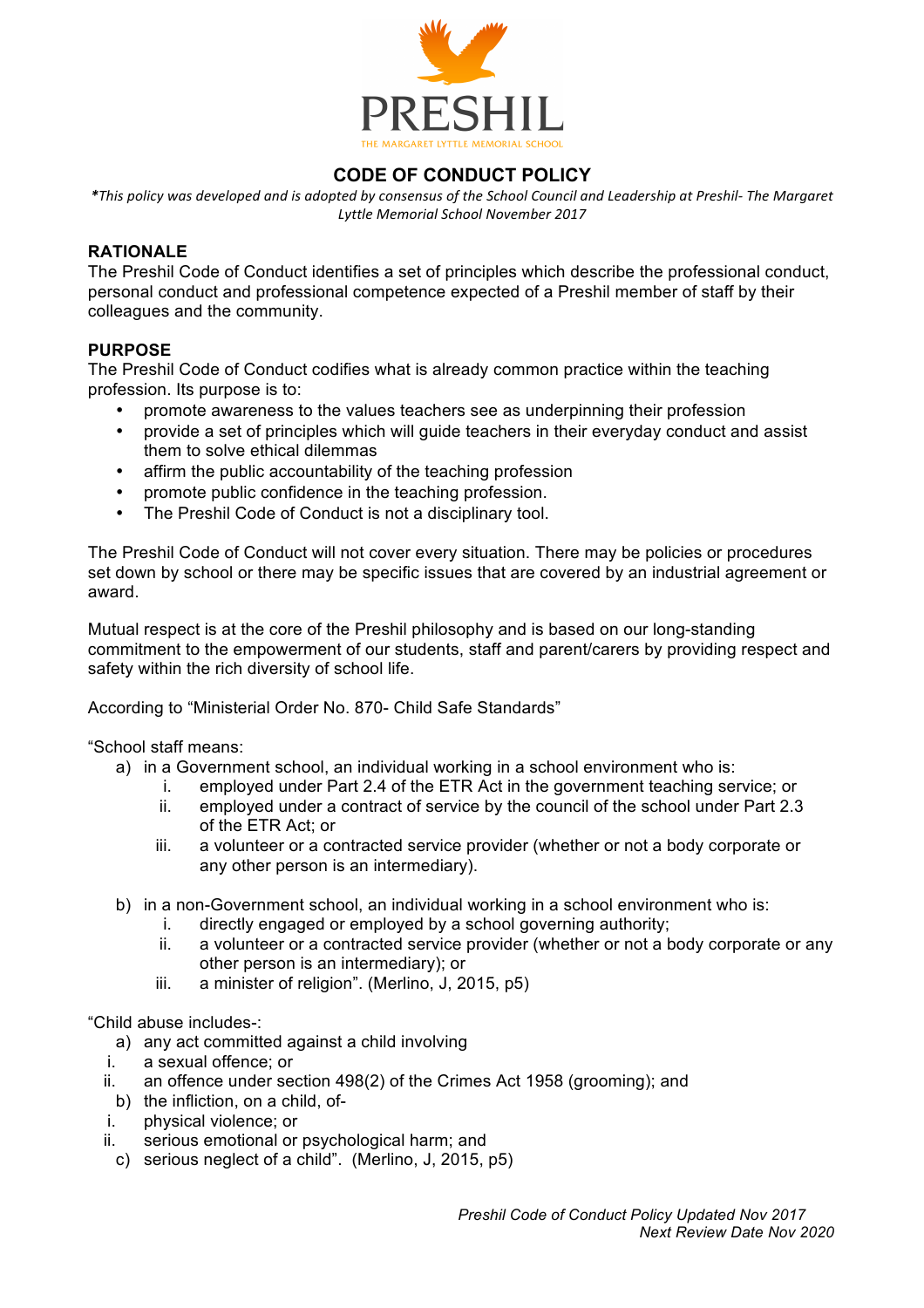PRESHIL

THE MARGARET LYTTLE MEMORIAL SCHOOL

# CODE OF CONDUCT POLICY

*\*This policy was developed and is adopted by consensus of the School Council and Leadership at Preshil- The Margaret Lyttle Memorial School November 2017*

## RATIONALE

The Preshil Code of Conduct identifies a set of principles which describe the professional conduct, personal conduct and professional competence expected of a Preshil member of staff by their colleagues and the community.

## PURPOSE

The Preshil Code of Conduct codifies what is already common practice within the teaching profession. Its purpose is to:

- promote awareness to the values teachers see as underpinning their profession
- provide a set of principles which will guide teachers in their everyday conduct and assist them to solve ethical dilemmas
- affirm the public accountability of the teaching profession
- promote public confidence in the teaching profession.
- The Preshil Code of Conduct is not a disciplinary tool.

The Preshil Code of Conduct will not cover every situation. There may be policies or procedures set down by school or there may be specific issues that are covered by an industrial agreement or award.

Mutual respect is at the core of the Preshil philosophy and is based on our long-standing commitment to the empowerment of our students, staff and parent/carers by providing respect and safety within the rich diversity of school life.

According to "Ministerial Order No. 870- Child Safe Standards"

"School staff means:

a) in a Government school, an individual working in a school environment who is:
   i. employed under Part 2.4 of the ETR Act in the government teaching service; or
   ii. employed under a contract of service by the council of the school under Part 2.3 of the ETR Act; or
   iii. a volunteer or a contracted service provider (whether or not a body corporate or any other person is an intermediary).

b) in a non-Government school, an individual working in a school environment who is:
   i. directly engaged or employed by a school governing authority;
   ii. a volunteer or a contracted service provider (whether or not a body corporate or any other person is an intermediary); or
   iii. a minister of religion". (Merlino, J, 2015, p5)

"Child abuse includes-:

a) any act committed against a child involving
   i. a sexual offence; or
   ii. an offence under section 498(2) of the Crimes Act 1958 (grooming); and
b) the infliction, on a child, of-
   i. physical violence; or
   ii. serious emotional or psychological harm; and
c) serious neglect of a child". (Merlino, J, 2015, p5)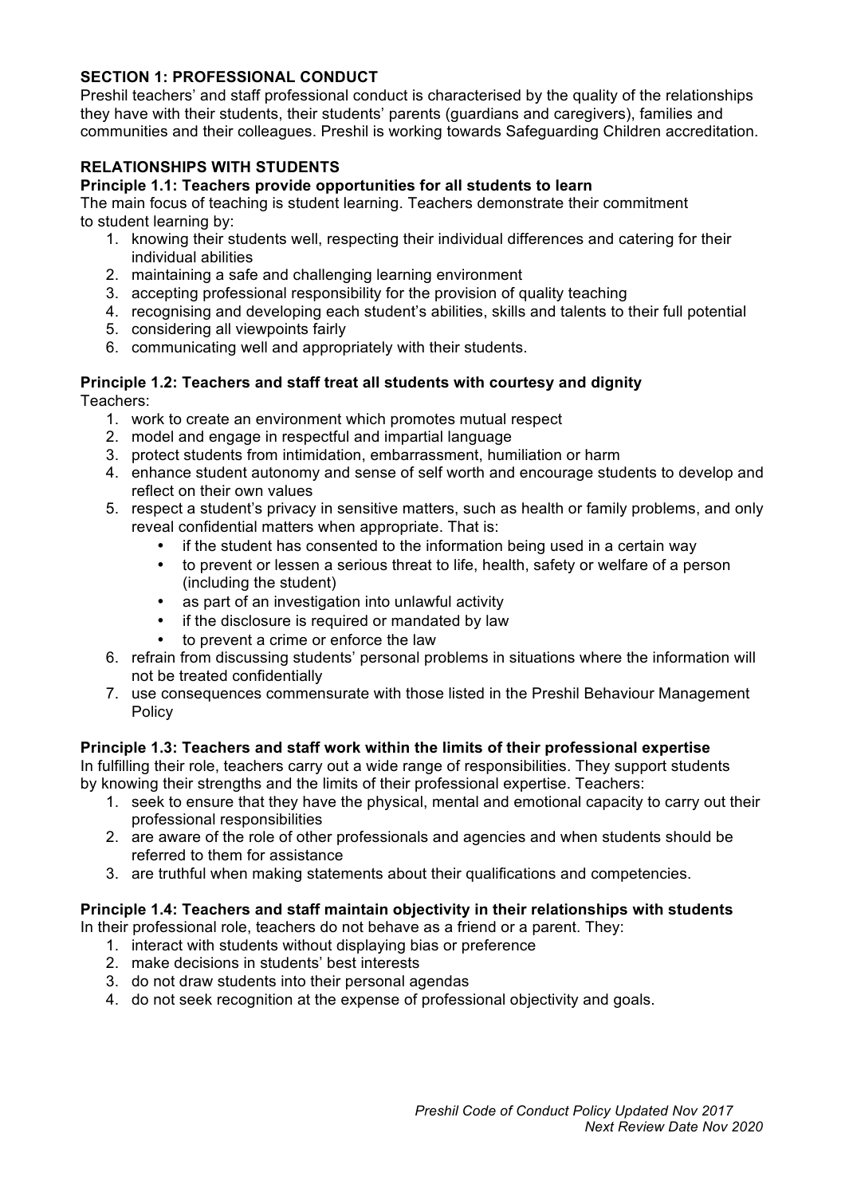## SECTION 1: PROFESSIONAL CONDUCT

Preshil teachers' and staff professional conduct is characterised by the quality of the relationships they have with their students, their students' parents (guardians and caregivers), families and communities and their colleagues. Preshil is working towards Safeguarding Children accreditation.

### RELATIONSHIPS WITH STUDENTS

**Principle 1.1: Teachers provide opportunities for all students to learn**

The main focus of teaching is student learning. Teachers demonstrate their commitment to student learning by:

1. knowing their students well, respecting their individual differences and catering for their individual abilities
2. maintaining a safe and challenging learning environment
3. accepting professional responsibility for the provision of quality teaching
4. recognising and developing each student's abilities, skills and talents to their full potential
5. considering all viewpoints fairly
6. communicating well and appropriately with their students.

**Principle 1.2: Teachers and staff treat all students with courtesy and dignity**

Teachers:

1. work to create an environment which promotes mutual respect
2. model and engage in respectful and impartial language
3. protect students from intimidation, embarrassment, humiliation or harm
4. enhance student autonomy and sense of self worth and encourage students to develop and reflect on their own values
5. respect a student's privacy in sensitive matters, such as health or family problems, and only reveal confidential matters when appropriate. That is:
   - if the student has consented to the information being used in a certain way
   - to prevent or lessen a serious threat to life, health, safety or welfare of a person (including the student)
   - as part of an investigation into unlawful activity
   - if the disclosure is required or mandated by law
   - to prevent a crime or enforce the law
6. refrain from discussing students' personal problems in situations where the information will not be treated confidentially
7. use consequences commensurate with those listed in the Preshil Behaviour Management Policy

**Principle 1.3: Teachers and staff work within the limits of their professional expertise**

In fulfilling their role, teachers carry out a wide range of responsibilities. They support students by knowing their strengths and the limits of their professional expertise. Teachers:

1. seek to ensure that they have the physical, mental and emotional capacity to carry out their professional responsibilities
2. are aware of the role of other professionals and agencies and when students should be referred to them for assistance
3. are truthful when making statements about their qualifications and competencies.

**Principle 1.4: Teachers and staff maintain objectivity in their relationships with students**

In their professional role, teachers do not behave as a friend or a parent. They:

1. interact with students without displaying bias or preference
2. make decisions in students' best interests
3. do not draw students into their personal agendas
4. do not seek recognition at the expense of professional objectivity and goals.

*Preshil Code of Conduct Policy Updated Nov 2017*
*Next Review Date Nov 2020*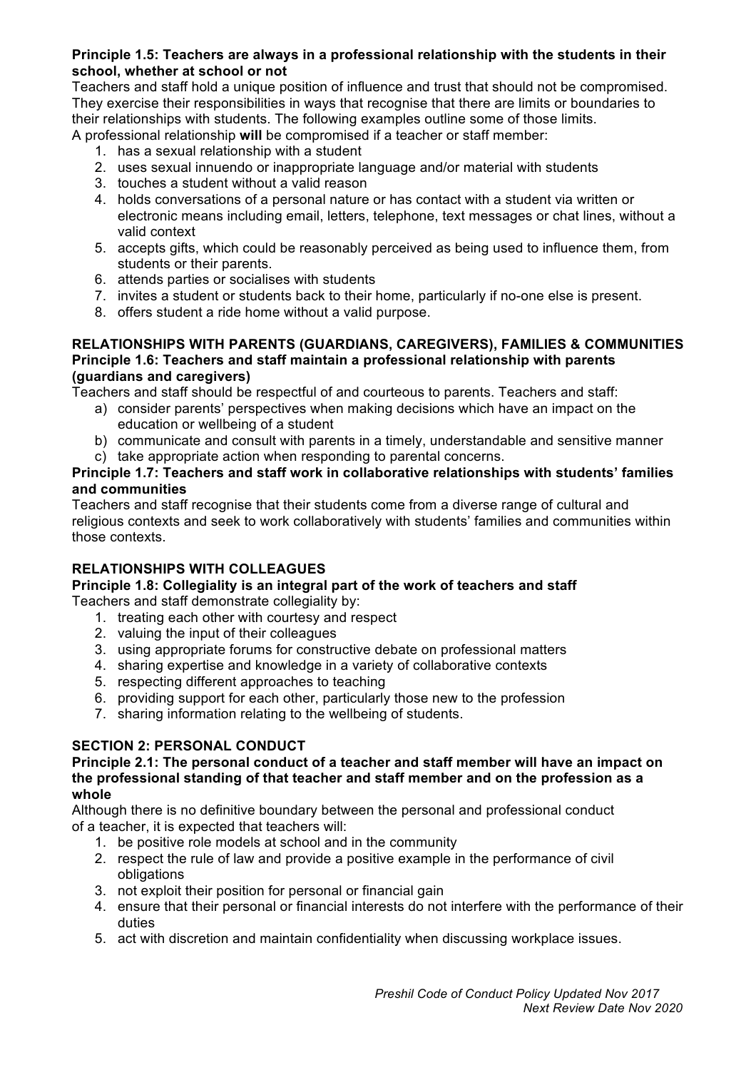**Principle 1.5: Teachers are always in a professional relationship with the students in their school, whether at school or not**

Teachers and staff hold a unique position of influence and trust that should not be compromised. They exercise their responsibilities in ways that recognise that there are limits or boundaries to their relationships with students. The following examples outline some of those limits.

A professional relationship **will** be compromised if a teacher or staff member:

1. has a sexual relationship with a student
2. uses sexual innuendo or inappropriate language and/or material with students
3. touches a student without a valid reason
4. holds conversations of a personal nature or has contact with a student via written or electronic means including email, letters, telephone, text messages or chat lines, without a valid context
5. accepts gifts, which could be reasonably perceived as being used to influence them, from students or their parents.
6. attends parties or socialises with students
7. invites a student or students back to their home, particularly if no-one else is present.
8. offers student a ride home without a valid purpose.

## RELATIONSHIPS WITH PARENTS (GUARDIANS, CAREGIVERS), FAMILIES & COMMUNITIES

**Principle 1.6: Teachers and staff maintain a professional relationship with parents (guardians and caregivers)**

Teachers and staff should be respectful of and courteous to parents. Teachers and staff:

a) consider parents' perspectives when making decisions which have an impact on the education or wellbeing of a student
b) communicate and consult with parents in a timely, understandable and sensitive manner
c) take appropriate action when responding to parental concerns.

**Principle 1.7: Teachers and staff work in collaborative relationships with students' families and communities**

Teachers and staff recognise that their students come from a diverse range of cultural and religious contexts and seek to work collaboratively with students' families and communities within those contexts.

## RELATIONSHIPS WITH COLLEAGUES

**Principle 1.8: Collegiality is an integral part of the work of teachers and staff**

Teachers and staff demonstrate collegiality by:

1. treating each other with courtesy and respect
2. valuing the input of their colleagues
3. using appropriate forums for constructive debate on professional matters
4. sharing expertise and knowledge in a variety of collaborative contexts
5. respecting different approaches to teaching
6. providing support for each other, particularly those new to the profession
7. sharing information relating to the wellbeing of students.

## SECTION 2: PERSONAL CONDUCT

**Principle 2.1: The personal conduct of a teacher and staff member will have an impact on the professional standing of that teacher and staff member and on the profession as a whole**

Although there is no definitive boundary between the personal and professional conduct of a teacher, it is expected that teachers will:

1. be positive role models at school and in the community
2. respect the rule of law and provide a positive example in the performance of civil obligations
3. not exploit their position for personal or financial gain
4. ensure that their personal or financial interests do not interfere with the performance of their duties
5. act with discretion and maintain confidentiality when discussing workplace issues.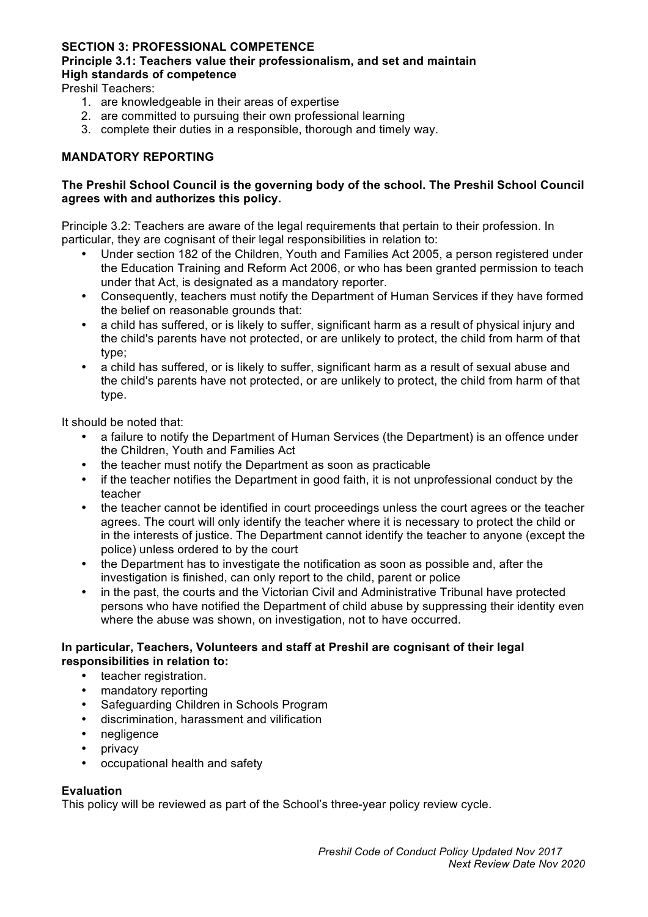## SECTION 3: PROFESSIONAL COMPETENCE

### Principle 3.1: Teachers value their professionalism, and set and maintain High standards of competence

Preshil Teachers:

1. are knowledgeable in their areas of expertise
2. are committed to pursuing their own professional learning
3. complete their duties in a responsible, thorough and timely way.

## MANDATORY REPORTING

**The Preshil School Council is the governing body of the school. The Preshil School Council agrees with and authorizes this policy.**

Principle 3.2: Teachers are aware of the legal requirements that pertain to their profession. In particular, they are cognisant of their legal responsibilities in relation to:

- Under section 182 of the Children, Youth and Families Act 2005, a person registered under the Education Training and Reform Act 2006, or who has been granted permission to teach under that Act, is designated as a mandatory reporter.
- Consequently, teachers must notify the Department of Human Services if they have formed the belief on reasonable grounds that:
- a child has suffered, or is likely to suffer, significant harm as a result of physical injury and the child's parents have not protected, or are unlikely to protect, the child from harm of that type;
- a child has suffered, or is likely to suffer, significant harm as a result of sexual abuse and the child's parents have not protected, or are unlikely to protect, the child from harm of that type.

It should be noted that:

- a failure to notify the Department of Human Services (the Department) is an offence under the Children, Youth and Families Act
- the teacher must notify the Department as soon as practicable
- if the teacher notifies the Department in good faith, it is not unprofessional conduct by the teacher
- the teacher cannot be identified in court proceedings unless the court agrees or the teacher agrees. The court will only identify the teacher where it is necessary to protect the child or in the interests of justice. The Department cannot identify the teacher to anyone (except the police) unless ordered to by the court
- the Department has to investigate the notification as soon as possible and, after the investigation is finished, can only report to the child, parent or police
- in the past, the courts and the Victorian Civil and Administrative Tribunal have protected persons who have notified the Department of child abuse by suppressing their identity even where the abuse was shown, on investigation, not to have occurred.

**In particular, Teachers, Volunteers and staff at Preshil are cognisant of their legal responsibilities in relation to:**

- teacher registration.
- mandatory reporting
- Safeguarding Children in Schools Program
- discrimination, harassment and vilification
- negligence
- privacy
- occupational health and safety

### Evaluation

This policy will be reviewed as part of the School's three-year policy review cycle.

*Preshil Code of Conduct Policy Updated Nov 2017*
*Next Review Date Nov 2020*